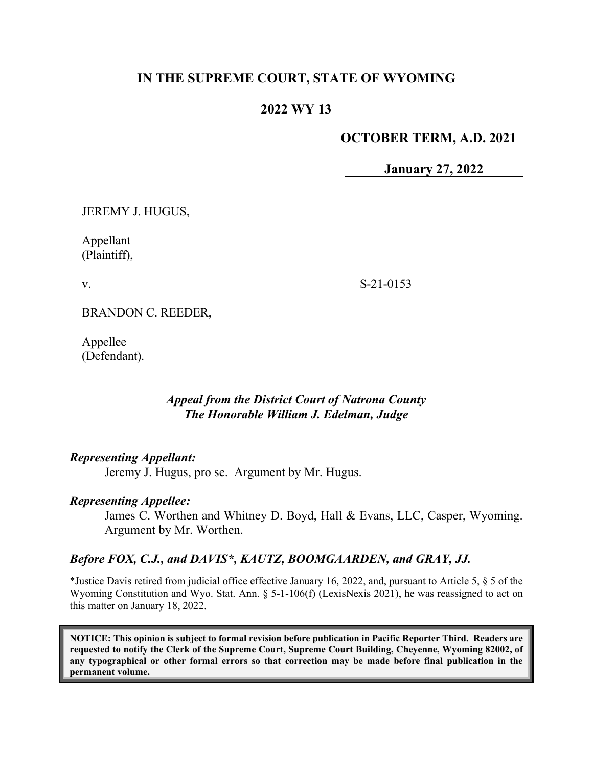# IN THE SUPREME COURT, STATE OF WYOMING

## 2022 WY 13

**OCTOBER TERM, A.D. 2021**

**January 27, 2022**

JEREMY J. HUGUS,

Appellant
(Plaintiff),

v.

BRANDON C. REEDER,

Appellee
(Defendant).

S-21-0153

*Appeal from the District Court of Natrona County*
*The Honorable William J. Edelman, Judge*

***Representing Appellant:***

Jeremy J. Hugus, pro se. Argument by Mr. Hugus.

***Representing Appellee:***

James C. Worthen and Whitney D. Boyd, Hall & Evans, LLC, Casper, Wyoming. Argument by Mr. Worthen.

***Before FOX, C.J., and DAVIS\*, KAUTZ, BOOMGAARDEN, and GRAY, JJ.***

\*Justice Davis retired from judicial office effective January 16, 2022, and, pursuant to Article 5, § 5 of the Wyoming Constitution and Wyo. Stat. Ann. § 5-1-106(f) (LexisNexis 2021), he was reassigned to act on this matter on January 18, 2022.

**NOTICE: This opinion is subject to formal revision before publication in Pacific Reporter Third. Readers are requested to notify the Clerk of the Supreme Court, Supreme Court Building, Cheyenne, Wyoming 82002, of any typographical or other formal errors so that correction may be made before final publication in the permanent volume.**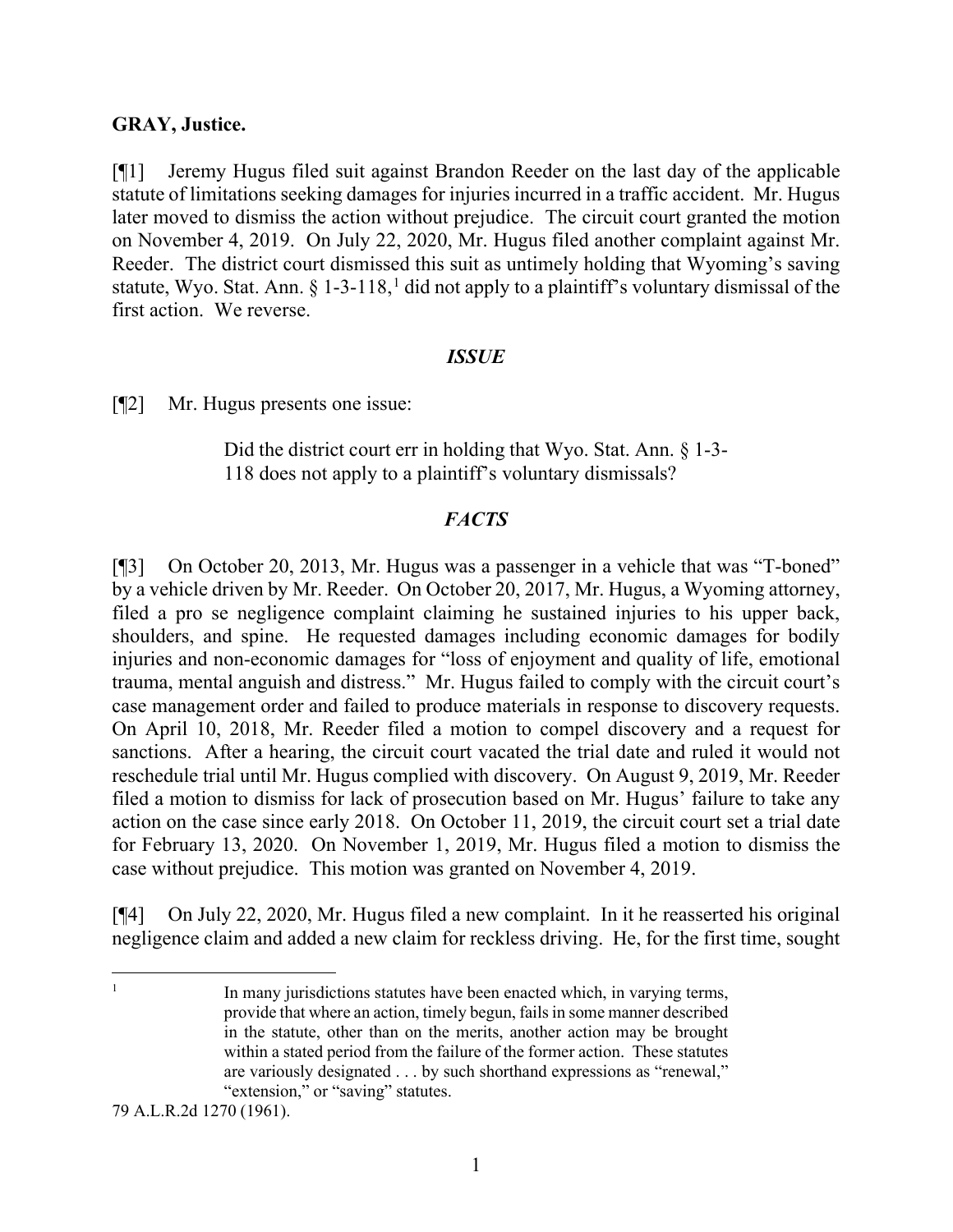**GRAY, Justice.**

[¶1] Jeremy Hugus filed suit against Brandon Reeder on the last day of the applicable statute of limitations seeking damages for injuries incurred in a traffic accident. Mr. Hugus later moved to dismiss the action without prejudice. The circuit court granted the motion on November 4, 2019. On July 22, 2020, Mr. Hugus filed another complaint against Mr. Reeder. The district court dismissed this suit as untimely holding that Wyoming's saving statute, Wyo. Stat. Ann. § 1-3-118,[1] did not apply to a plaintiff's voluntary dismissal of the first action. We reverse.

## *ISSUE*

[¶2] Mr. Hugus presents one issue:

> Did the district court err in holding that Wyo. Stat. Ann. § 1-3-118 does not apply to a plaintiff's voluntary dismissals?

## *FACTS*

[¶3] On October 20, 2013, Mr. Hugus was a passenger in a vehicle that was "T-boned" by a vehicle driven by Mr. Reeder. On October 20, 2017, Mr. Hugus, a Wyoming attorney, filed a pro se negligence complaint claiming he sustained injuries to his upper back, shoulders, and spine. He requested damages including economic damages for bodily injuries and non-economic damages for "loss of enjoyment and quality of life, emotional trauma, mental anguish and distress." Mr. Hugus failed to comply with the circuit court's case management order and failed to produce materials in response to discovery requests. On April 10, 2018, Mr. Reeder filed a motion to compel discovery and a request for sanctions. After a hearing, the circuit court vacated the trial date and ruled it would not reschedule trial until Mr. Hugus complied with discovery. On August 9, 2019, Mr. Reeder filed a motion to dismiss for lack of prosecution based on Mr. Hugus' failure to take any action on the case since early 2018. On October 11, 2019, the circuit court set a trial date for February 13, 2020. On November 1, 2019, Mr. Hugus filed a motion to dismiss the case without prejudice. This motion was granted on November 4, 2019.

[¶4] On July 22, 2020, Mr. Hugus filed a new complaint. In it he reasserted his original negligence claim and added a new claim for reckless driving. He, for the first time, sought

---

[1]

> In many jurisdictions statutes have been enacted which, in varying terms, provide that where an action, timely begun, fails in some manner described in the statute, other than on the merits, another action may be brought within a stated period from the failure of the former action. These statutes are variously designated . . . by such shorthand expressions as "renewal," "extension," or "saving" statutes.

79 A.L.R.2d 1270 (1961).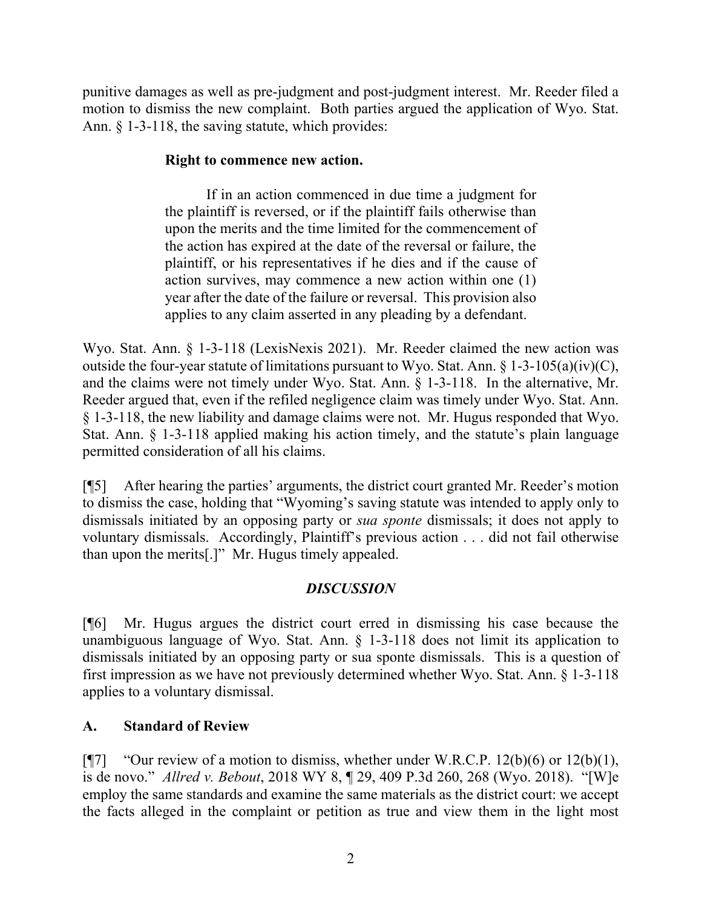punitive damages as well as pre-judgment and post-judgment interest. Mr. Reeder filed a motion to dismiss the new complaint. Both parties argued the application of Wyo. Stat. Ann. § 1-3-118, the saving statute, which provides:

> **Right to commence new action.**
>
> If in an action commenced in due time a judgment for the plaintiff is reversed, or if the plaintiff fails otherwise than upon the merits and the time limited for the commencement of the action has expired at the date of the reversal or failure, the plaintiff, or his representatives if he dies and if the cause of action survives, may commence a new action within one (1) year after the date of the failure or reversal. This provision also applies to any claim asserted in any pleading by a defendant.

Wyo. Stat. Ann. § 1-3-118 (LexisNexis 2021). Mr. Reeder claimed the new action was outside the four-year statute of limitations pursuant to Wyo. Stat. Ann. § 1-3-105(a)(iv)(C), and the claims were not timely under Wyo. Stat. Ann. § 1-3-118. In the alternative, Mr. Reeder argued that, even if the refiled negligence claim was timely under Wyo. Stat. Ann. § 1-3-118, the new liability and damage claims were not. Mr. Hugus responded that Wyo. Stat. Ann. § 1-3-118 applied making his action timely, and the statute's plain language permitted consideration of all his claims.

[¶5] After hearing the parties' arguments, the district court granted Mr. Reeder's motion to dismiss the case, holding that "Wyoming's saving statute was intended to apply only to dismissals initiated by an opposing party or *sua sponte* dismissals; it does not apply to voluntary dismissals. Accordingly, Plaintiff's previous action . . . did not fail otherwise than upon the merits[.]" Mr. Hugus timely appealed.

## *DISCUSSION*

[¶6] Mr. Hugus argues the district court erred in dismissing his case because the unambiguous language of Wyo. Stat. Ann. § 1-3-118 does not limit its application to dismissals initiated by an opposing party or sua sponte dismissals. This is a question of first impression as we have not previously determined whether Wyo. Stat. Ann. § 1-3-118 applies to a voluntary dismissal.

### A. Standard of Review

[¶7] "Our review of a motion to dismiss, whether under W.R.C.P. 12(b)(6) or 12(b)(1), is de novo." *Allred v. Bebout*, 2018 WY 8, ¶ 29, 409 P.3d 260, 268 (Wyo. 2018). "[W]e employ the same standards and examine the same materials as the district court: we accept the facts alleged in the complaint or petition as true and view them in the light most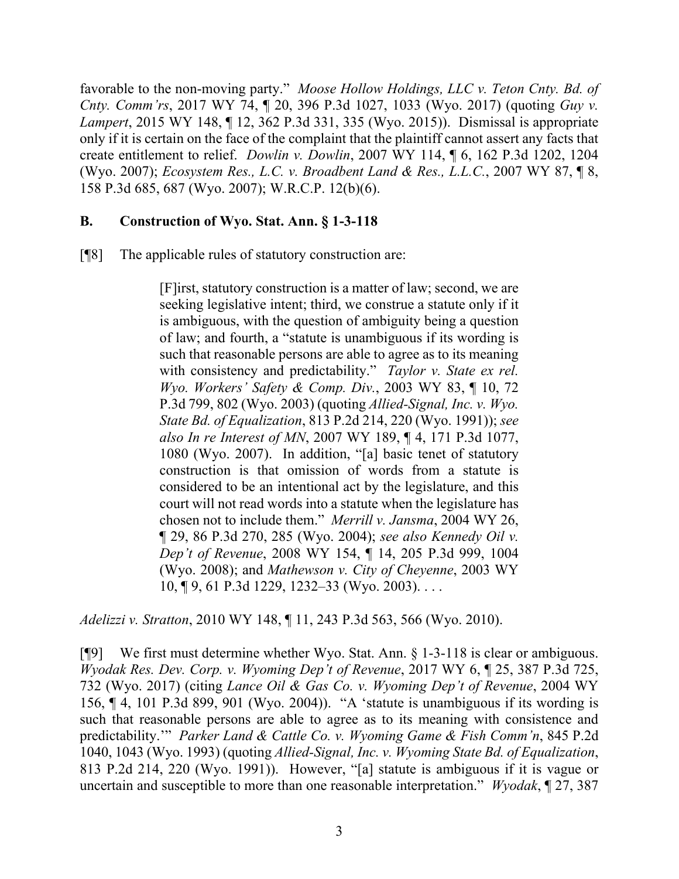favorable to the non-moving party." *Moose Hollow Holdings, LLC v. Teton Cnty. Bd. of Cnty. Comm'rs*, 2017 WY 74, ¶ 20, 396 P.3d 1027, 1033 (Wyo. 2017) (quoting *Guy v. Lampert*, 2015 WY 148, ¶ 12, 362 P.3d 331, 335 (Wyo. 2015)). Dismissal is appropriate only if it is certain on the face of the complaint that the plaintiff cannot assert any facts that create entitlement to relief. *Dowlin v. Dowlin*, 2007 WY 114, ¶ 6, 162 P.3d 1202, 1204 (Wyo. 2007); *Ecosystem Res., L.C. v. Broadbent Land & Res., L.L.C.*, 2007 WY 87, ¶ 8, 158 P.3d 685, 687 (Wyo. 2007); W.R.C.P. 12(b)(6).

## B. Construction of Wyo. Stat. Ann. § 1-3-118

[¶8] The applicable rules of statutory construction are:

> [F]irst, statutory construction is a matter of law; second, we are seeking legislative intent; third, we construe a statute only if it is ambiguous, with the question of ambiguity being a question of law; and fourth, a "statute is unambiguous if its wording is such that reasonable persons are able to agree as to its meaning with consistency and predictability." *Taylor v. State ex rel. Wyo. Workers' Safety & Comp. Div.*, 2003 WY 83, ¶ 10, 72 P.3d 799, 802 (Wyo. 2003) (quoting *Allied-Signal, Inc. v. Wyo. State Bd. of Equalization*, 813 P.2d 214, 220 (Wyo. 1991)); *see also In re Interest of MN*, 2007 WY 189, ¶ 4, 171 P.3d 1077, 1080 (Wyo. 2007). In addition, "[a] basic tenet of statutory construction is that omission of words from a statute is considered to be an intentional act by the legislature, and this court will not read words into a statute when the legislature has chosen not to include them." *Merrill v. Jansma*, 2004 WY 26, ¶ 29, 86 P.3d 270, 285 (Wyo. 2004); *see also Kennedy Oil v. Dep't of Revenue*, 2008 WY 154, ¶ 14, 205 P.3d 999, 1004 (Wyo. 2008); and *Mathewson v. City of Cheyenne*, 2003 WY 10, ¶ 9, 61 P.3d 1229, 1232–33 (Wyo. 2003). . . .

*Adelizzi v. Stratton*, 2010 WY 148, ¶ 11, 243 P.3d 563, 566 (Wyo. 2010).

[¶9] We first must determine whether Wyo. Stat. Ann. § 1-3-118 is clear or ambiguous. *Wyodak Res. Dev. Corp. v. Wyoming Dep't of Revenue*, 2017 WY 6, ¶ 25, 387 P.3d 725, 732 (Wyo. 2017) (citing *Lance Oil & Gas Co. v. Wyoming Dep't of Revenue*, 2004 WY 156, ¶ 4, 101 P.3d 899, 901 (Wyo. 2004)). "A 'statute is unambiguous if its wording is such that reasonable persons are able to agree as to its meaning with consistence and predictability.'" *Parker Land & Cattle Co. v. Wyoming Game & Fish Comm'n*, 845 P.2d 1040, 1043 (Wyo. 1993) (quoting *Allied-Signal, Inc. v. Wyoming State Bd. of Equalization*, 813 P.2d 214, 220 (Wyo. 1991)). However, "[a] statute is ambiguous if it is vague or uncertain and susceptible to more than one reasonable interpretation." *Wyodak*, ¶ 27, 387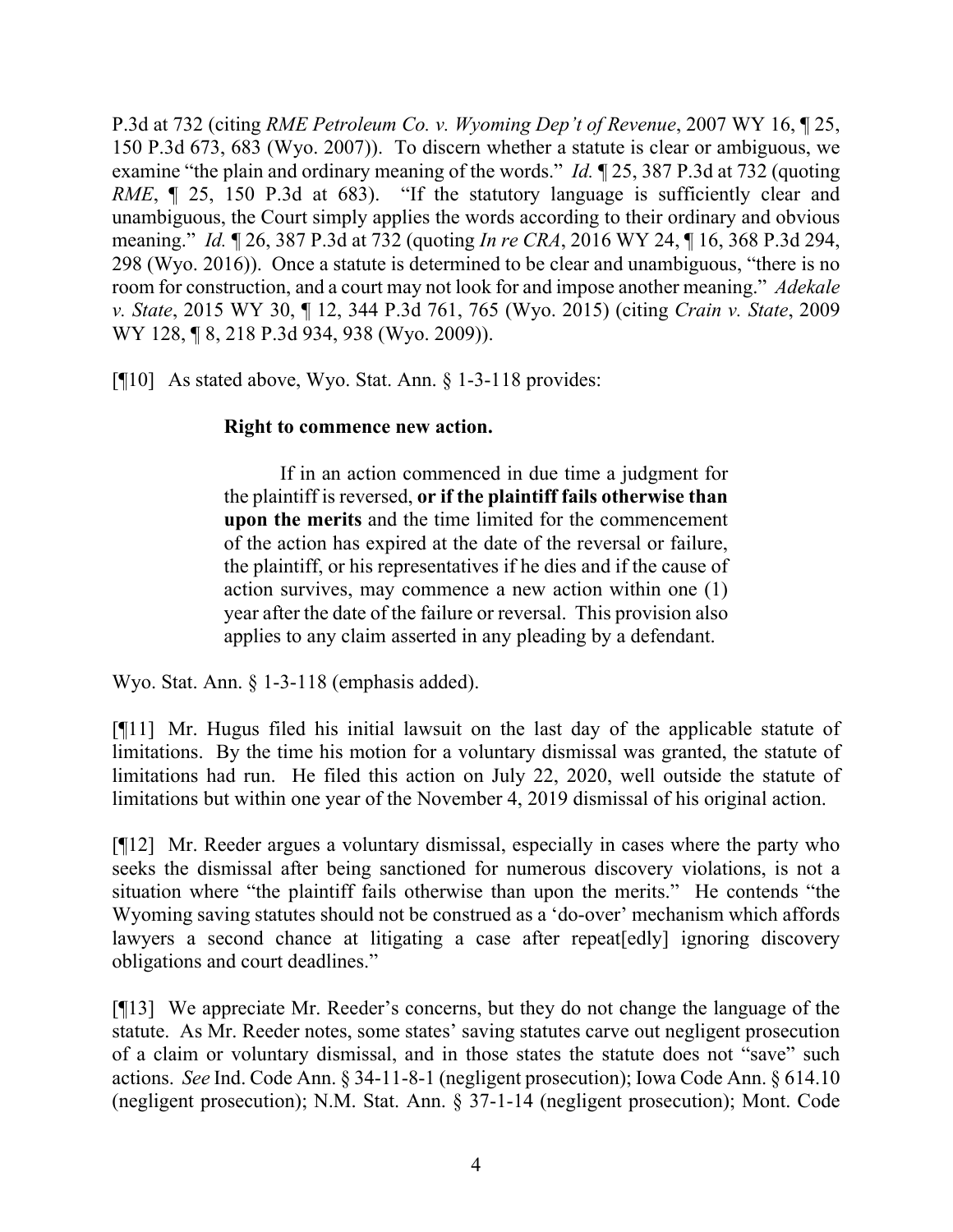P.3d at 732 (citing *RME Petroleum Co. v. Wyoming Dep't of Revenue*, 2007 WY 16, ¶ 25, 150 P.3d 673, 683 (Wyo. 2007)). To discern whether a statute is clear or ambiguous, we examine "the plain and ordinary meaning of the words." *Id.* ¶ 25, 387 P.3d at 732 (quoting *RME*, ¶ 25, 150 P.3d at 683). "If the statutory language is sufficiently clear and unambiguous, the Court simply applies the words according to their ordinary and obvious meaning." *Id.* ¶ 26, 387 P.3d at 732 (quoting *In re CRA*, 2016 WY 24, ¶ 16, 368 P.3d 294, 298 (Wyo. 2016)). Once a statute is determined to be clear and unambiguous, "there is no room for construction, and a court may not look for and impose another meaning." *Adekale v. State*, 2015 WY 30, ¶ 12, 344 P.3d 761, 765 (Wyo. 2015) (citing *Crain v. State*, 2009 WY 128, ¶ 8, 218 P.3d 934, 938 (Wyo. 2009)).

[¶10] As stated above, Wyo. Stat. Ann. § 1-3-118 provides:

> **Right to commence new action.**
>
> If in an action commenced in due time a judgment for the plaintiff is reversed, **or if the plaintiff fails otherwise than upon the merits** and the time limited for the commencement of the action has expired at the date of the reversal or failure, the plaintiff, or his representatives if he dies and if the cause of action survives, may commence a new action within one (1) year after the date of the failure or reversal. This provision also applies to any claim asserted in any pleading by a defendant.

Wyo. Stat. Ann. § 1-3-118 (emphasis added).

[¶11] Mr. Hugus filed his initial lawsuit on the last day of the applicable statute of limitations. By the time his motion for a voluntary dismissal was granted, the statute of limitations had run. He filed this action on July 22, 2020, well outside the statute of limitations but within one year of the November 4, 2019 dismissal of his original action.

[¶12] Mr. Reeder argues a voluntary dismissal, especially in cases where the party who seeks the dismissal after being sanctioned for numerous discovery violations, is not a situation where "the plaintiff fails otherwise than upon the merits." He contends "the Wyoming saving statutes should not be construed as a 'do-over' mechanism which affords lawyers a second chance at litigating a case after repeat[edly] ignoring discovery obligations and court deadlines."

[¶13] We appreciate Mr. Reeder's concerns, but they do not change the language of the statute. As Mr. Reeder notes, some states' saving statutes carve out negligent prosecution of a claim or voluntary dismissal, and in those states the statute does not "save" such actions. *See* Ind. Code Ann. § 34-11-8-1 (negligent prosecution); Iowa Code Ann. § 614.10 (negligent prosecution); N.M. Stat. Ann. § 37-1-14 (negligent prosecution); Mont. Code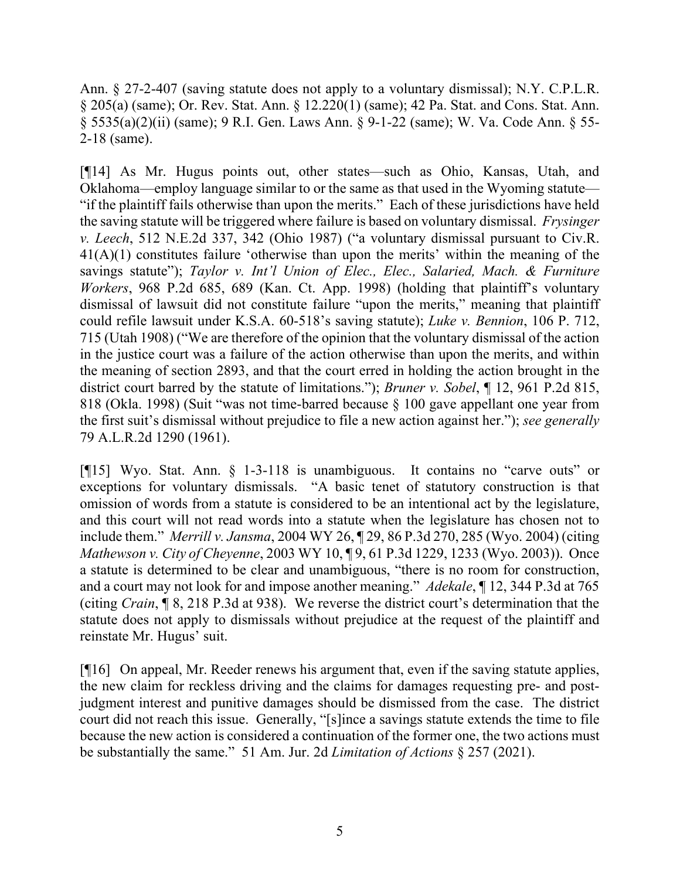Ann. § 27-2-407 (saving statute does not apply to a voluntary dismissal); N.Y. C.P.L.R. § 205(a) (same); Or. Rev. Stat. Ann. § 12.220(1) (same); 42 Pa. Stat. and Cons. Stat. Ann. § 5535(a)(2)(ii) (same); 9 R.I. Gen. Laws Ann. § 9-1-22 (same); W. Va. Code Ann. § 55-2-18 (same).

[¶14] As Mr. Hugus points out, other states—such as Ohio, Kansas, Utah, and Oklahoma—employ language similar to or the same as that used in the Wyoming statute—"if the plaintiff fails otherwise than upon the merits." Each of these jurisdictions have held the saving statute will be triggered where failure is based on voluntary dismissal. *Frysinger v. Leech*, 512 N.E.2d 337, 342 (Ohio 1987) ("a voluntary dismissal pursuant to Civ.R. 41(A)(1) constitutes failure 'otherwise than upon the merits' within the meaning of the savings statute"); *Taylor v. Int'l Union of Elec., Elec., Salaried, Mach. & Furniture Workers*, 968 P.2d 685, 689 (Kan. Ct. App. 1998) (holding that plaintiff's voluntary dismissal of lawsuit did not constitute failure "upon the merits," meaning that plaintiff could refile lawsuit under K.S.A. 60-518's saving statute); *Luke v. Bennion*, 106 P. 712, 715 (Utah 1908) ("We are therefore of the opinion that the voluntary dismissal of the action in the justice court was a failure of the action otherwise than upon the merits, and within the meaning of section 2893, and that the court erred in holding the action brought in the district court barred by the statute of limitations."); *Bruner v. Sobel*, ¶ 12, 961 P.2d 815, 818 (Okla. 1998) (Suit "was not time-barred because § 100 gave appellant one year from the first suit's dismissal without prejudice to file a new action against her."); *see generally* 79 A.L.R.2d 1290 (1961).

[¶15] Wyo. Stat. Ann. § 1-3-118 is unambiguous. It contains no "carve outs" or exceptions for voluntary dismissals. "A basic tenet of statutory construction is that omission of words from a statute is considered to be an intentional act by the legislature, and this court will not read words into a statute when the legislature has chosen not to include them." *Merrill v. Jansma*, 2004 WY 26, ¶ 29, 86 P.3d 270, 285 (Wyo. 2004) (citing *Mathewson v. City of Cheyenne*, 2003 WY 10, ¶ 9, 61 P.3d 1229, 1233 (Wyo. 2003)). Once a statute is determined to be clear and unambiguous, "there is no room for construction, and a court may not look for and impose another meaning." *Adekale*, ¶ 12, 344 P.3d at 765 (citing *Crain*, ¶ 8, 218 P.3d at 938). We reverse the district court's determination that the statute does not apply to dismissals without prejudice at the request of the plaintiff and reinstate Mr. Hugus' suit.

[¶16] On appeal, Mr. Reeder renews his argument that, even if the saving statute applies, the new claim for reckless driving and the claims for damages requesting pre- and post-judgment interest and punitive damages should be dismissed from the case. The district court did not reach this issue. Generally, "[s]ince a savings statute extends the time to file because the new action is considered a continuation of the former one, the two actions must be substantially the same." 51 Am. Jur. 2d *Limitation of Actions* § 257 (2021).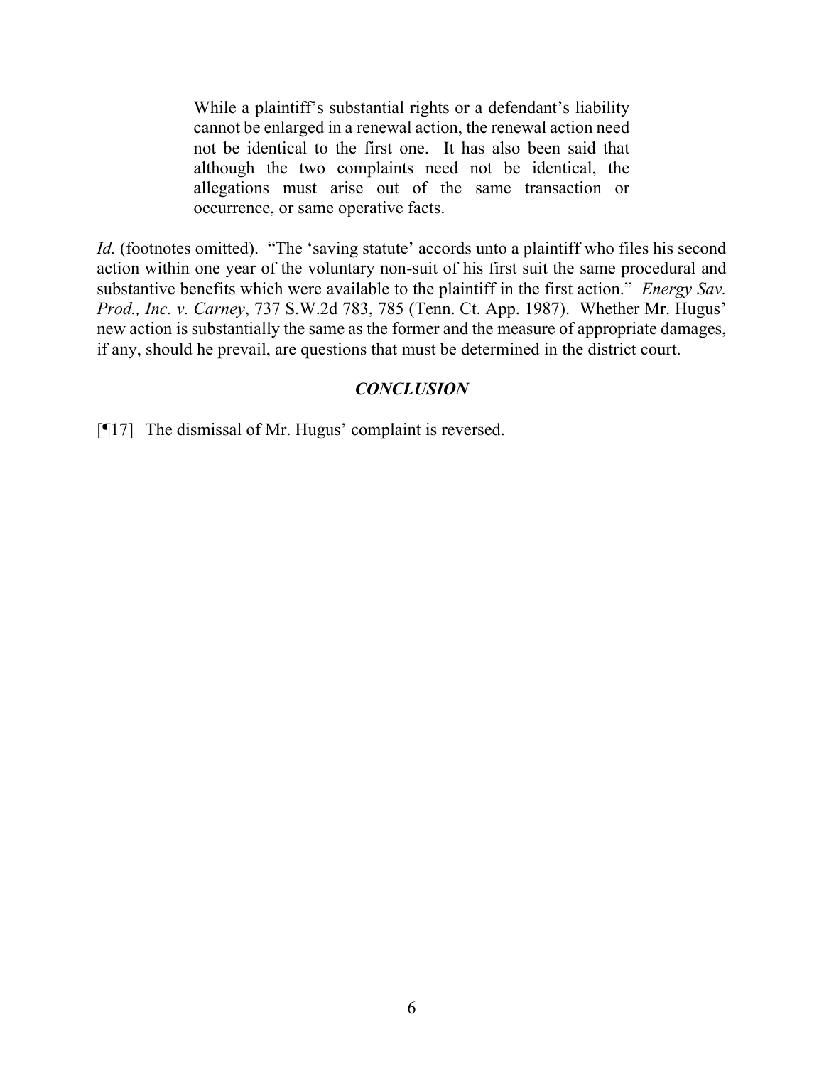> While a plaintiff's substantial rights or a defendant's liability cannot be enlarged in a renewal action, the renewal action need not be identical to the first one. It has also been said that although the two complaints need not be identical, the allegations must arise out of the same transaction or occurrence, or same operative facts.

*Id.* (footnotes omitted). "The 'saving statute' accords unto a plaintiff who files his second action within one year of the voluntary non-suit of his first suit the same procedural and substantive benefits which were available to the plaintiff in the first action." *Energy Sav. Prod., Inc. v. Carney*, 737 S.W.2d 783, 785 (Tenn. Ct. App. 1987). Whether Mr. Hugus' new action is substantially the same as the former and the measure of appropriate damages, if any, should he prevail, are questions that must be determined in the district court.

## *CONCLUSION*

[¶17] The dismissal of Mr. Hugus' complaint is reversed.